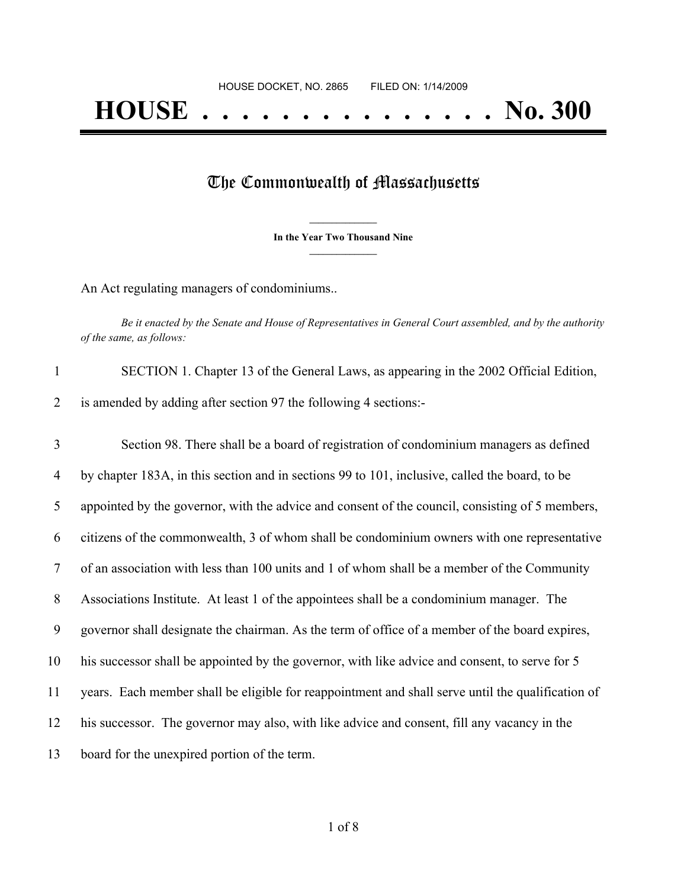HOUSE DOCKET, NO. 2865 FILED ON: 1/14/2009

# HOUSE . . . . . . . . . . . . . . . No. 300

## The Commonwealth of Massachusetts

**In the Year Two Thousand Nine**

An Act regulating managers of condominiums..

*Be it enacted by the Senate and House of Representatives in General Court assembled, and by the authority of the same, as follows:*

SECTION 1. Chapter 13 of the General Laws, as appearing in the 2002 Official Edition, is amended by adding after section 97 the following 4 sections:-

Section 98. There shall be a board of registration of condominium managers as defined by chapter 183A, in this section and in sections 99 to 101, inclusive, called the board, to be appointed by the governor, with the advice and consent of the council, consisting of 5 members, citizens of the commonwealth, 3 of whom shall be condominium owners with one representative of an association with less than 100 units and 1 of whom shall be a member of the Community Associations Institute. At least 1 of the appointees shall be a condominium manager. The governor shall designate the chairman. As the term of office of a member of the board expires, his successor shall be appointed by the governor, with like advice and consent, to serve for 5 years. Each member shall be eligible for reappointment and shall serve until the qualification of his successor. The governor may also, with like advice and consent, fill any vacancy in the board for the unexpired portion of the term.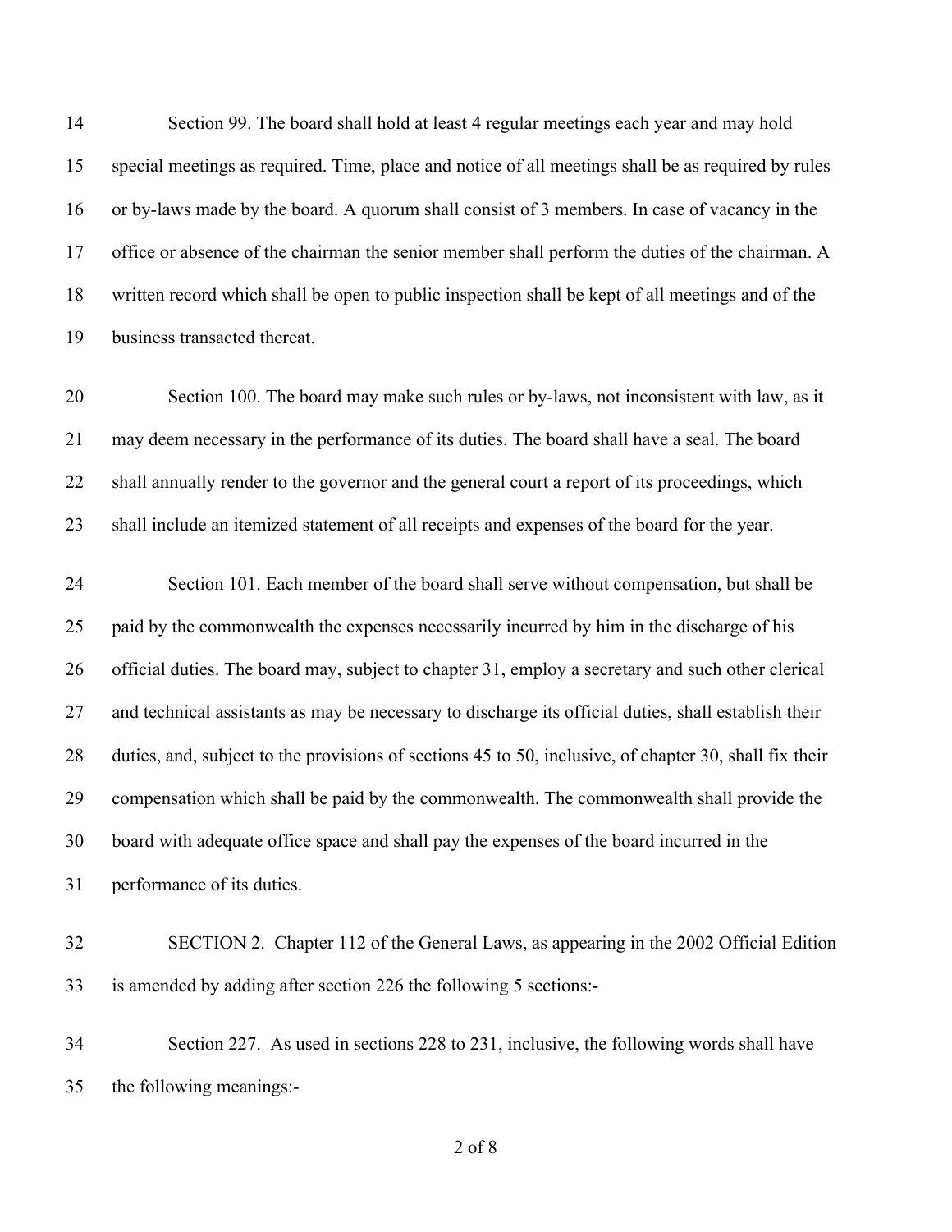Section 99. The board shall hold at least 4 regular meetings each year and may hold special meetings as required. Time, place and notice of all meetings shall be as required by rules or by-laws made by the board. A quorum shall consist of 3 members. In case of vacancy in the office or absence of the chairman the senior member shall perform the duties of the chairman. A written record which shall be open to public inspection shall be kept of all meetings and of the business transacted thereat.

Section 100. The board may make such rules or by-laws, not inconsistent with law, as it may deem necessary in the performance of its duties. The board shall have a seal. The board shall annually render to the governor and the general court a report of its proceedings, which shall include an itemized statement of all receipts and expenses of the board for the year.

Section 101. Each member of the board shall serve without compensation, but shall be paid by the commonwealth the expenses necessarily incurred by him in the discharge of his official duties. The board may, subject to chapter 31, employ a secretary and such other clerical and technical assistants as may be necessary to discharge its official duties, shall establish their duties, and, subject to the provisions of sections 45 to 50, inclusive, of chapter 30, shall fix their compensation which shall be paid by the commonwealth. The commonwealth shall provide the board with adequate office space and shall pay the expenses of the board incurred in the performance of its duties.

SECTION 2. Chapter 112 of the General Laws, as appearing in the 2002 Official Edition is amended by adding after section 226 the following 5 sections:-

Section 227. As used in sections 228 to 231, inclusive, the following words shall have the following meanings:-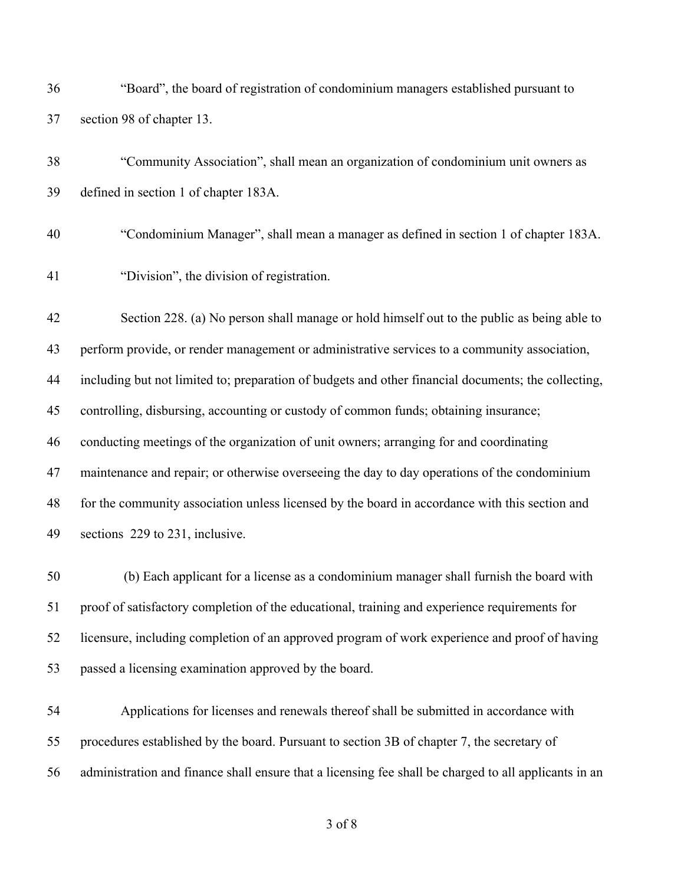"Board", the board of registration of condominium managers established pursuant to section 98 of chapter 13.

"Community Association", shall mean an organization of condominium unit owners as defined in section 1 of chapter 183A.

"Condominium Manager", shall mean a manager as defined in section 1 of chapter 183A.

"Division", the division of registration.

Section 228. (a) No person shall manage or hold himself out to the public as being able to perform provide, or render management or administrative services to a community association, including but not limited to; preparation of budgets and other financial documents; the collecting, controlling, disbursing, accounting or custody of common funds; obtaining insurance; conducting meetings of the organization of unit owners; arranging for and coordinating maintenance and repair; or otherwise overseeing the day to day operations of the condominium for the community association unless licensed by the board in accordance with this section and sections 229 to 231, inclusive.

(b) Each applicant for a license as a condominium manager shall furnish the board with proof of satisfactory completion of the educational, training and experience requirements for licensure, including completion of an approved program of work experience and proof of having passed a licensing examination approved by the board.

Applications for licenses and renewals thereof shall be submitted in accordance with procedures established by the board. Pursuant to section 3B of chapter 7, the secretary of administration and finance shall ensure that a licensing fee shall be charged to all applicants in an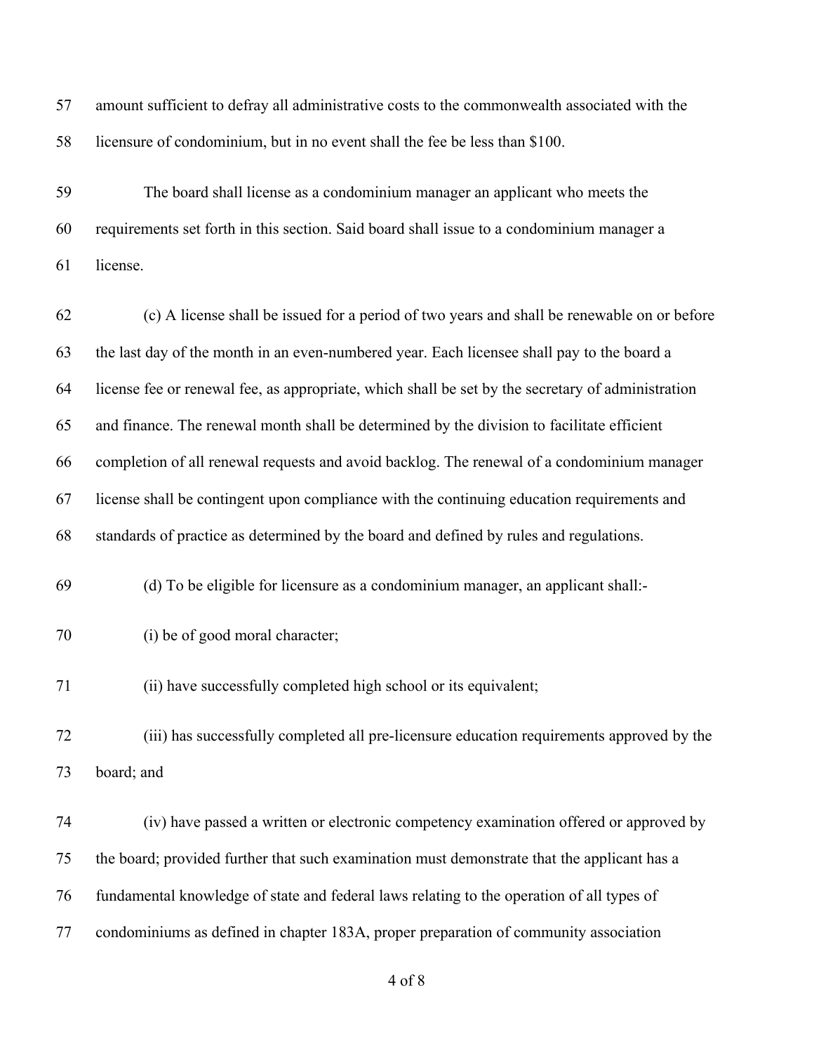amount sufficient to defray all administrative costs to the commonwealth associated with the licensure of condominium, but in no event shall the fee be less than $100.

The board shall license as a condominium manager an applicant who meets the requirements set forth in this section. Said board shall issue to a condominium manager a license.

(c) A license shall be issued for a period of two years and shall be renewable on or before the last day of the month in an even-numbered year. Each licensee shall pay to the board a license fee or renewal fee, as appropriate, which shall be set by the secretary of administration and finance. The renewal month shall be determined by the division to facilitate efficient completion of all renewal requests and avoid backlog. The renewal of a condominium manager license shall be contingent upon compliance with the continuing education requirements and standards of practice as determined by the board and defined by rules and regulations.

(d) To be eligible for licensure as a condominium manager, an applicant shall:-

(i) be of good moral character;

(ii) have successfully completed high school or its equivalent;

(iii) has successfully completed all pre-licensure education requirements approved by the board; and

(iv) have passed a written or electronic competency examination offered or approved by the board; provided further that such examination must demonstrate that the applicant has a fundamental knowledge of state and federal laws relating to the operation of all types of condominiums as defined in chapter 183A, proper preparation of community association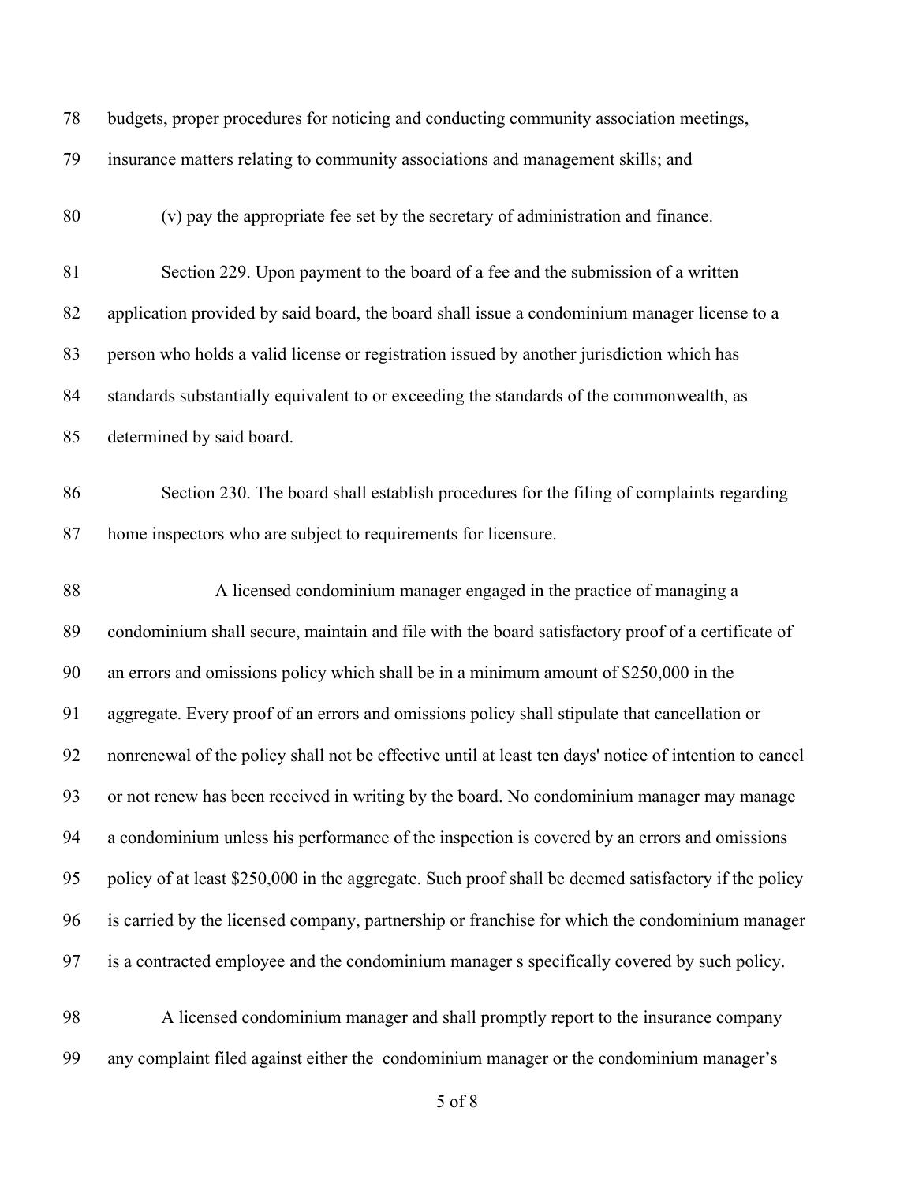budgets, proper procedures for noticing and conducting community association meetings, insurance matters relating to community associations and management skills; and

(v) pay the appropriate fee set by the secretary of administration and finance.

Section 229. Upon payment to the board of a fee and the submission of a written application provided by said board, the board shall issue a condominium manager license to a person who holds a valid license or registration issued by another jurisdiction which has standards substantially equivalent to or exceeding the standards of the commonwealth, as determined by said board.

Section 230. The board shall establish procedures for the filing of complaints regarding home inspectors who are subject to requirements for licensure.

A licensed condominium manager engaged in the practice of managing a condominium shall secure, maintain and file with the board satisfactory proof of a certificate of an errors and omissions policy which shall be in a minimum amount of $250,000 in the aggregate. Every proof of an errors and omissions policy shall stipulate that cancellation or nonrenewal of the policy shall not be effective until at least ten days' notice of intention to cancel or not renew has been received in writing by the board. No condominium manager may manage a condominium unless his performance of the inspection is covered by an errors and omissions policy of at least $250,000 in the aggregate. Such proof shall be deemed satisfactory if the policy is carried by the licensed company, partnership or franchise for which the condominium manager is a contracted employee and the condominium manager s specifically covered by such policy.

A licensed condominium manager and shall promptly report to the insurance company any complaint filed against either the condominium manager or the condominium manager's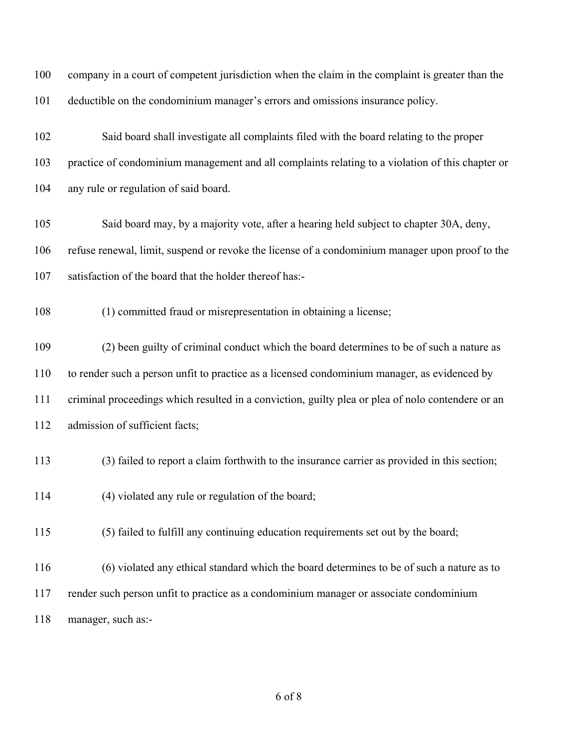company in a court of competent jurisdiction when the claim in the complaint is greater than the deductible on the condominium manager's errors and omissions insurance policy.

Said board shall investigate all complaints filed with the board relating to the proper practice of condominium management and all complaints relating to a violation of this chapter or any rule or regulation of said board.

Said board may, by a majority vote, after a hearing held subject to chapter 30A, deny, refuse renewal, limit, suspend or revoke the license of a condominium manager upon proof to the satisfaction of the board that the holder thereof has:-

(1) committed fraud or misrepresentation in obtaining a license;

(2) been guilty of criminal conduct which the board determines to be of such a nature as to render such a person unfit to practice as a licensed condominium manager, as evidenced by criminal proceedings which resulted in a conviction, guilty plea or plea of nolo contendere or an admission of sufficient facts;

(3) failed to report a claim forthwith to the insurance carrier as provided in this section;

(4) violated any rule or regulation of the board;

(5) failed to fulfill any continuing education requirements set out by the board;

(6) violated any ethical standard which the board determines to be of such a nature as to render such person unfit to practice as a condominium manager or associate condominium manager, such as:-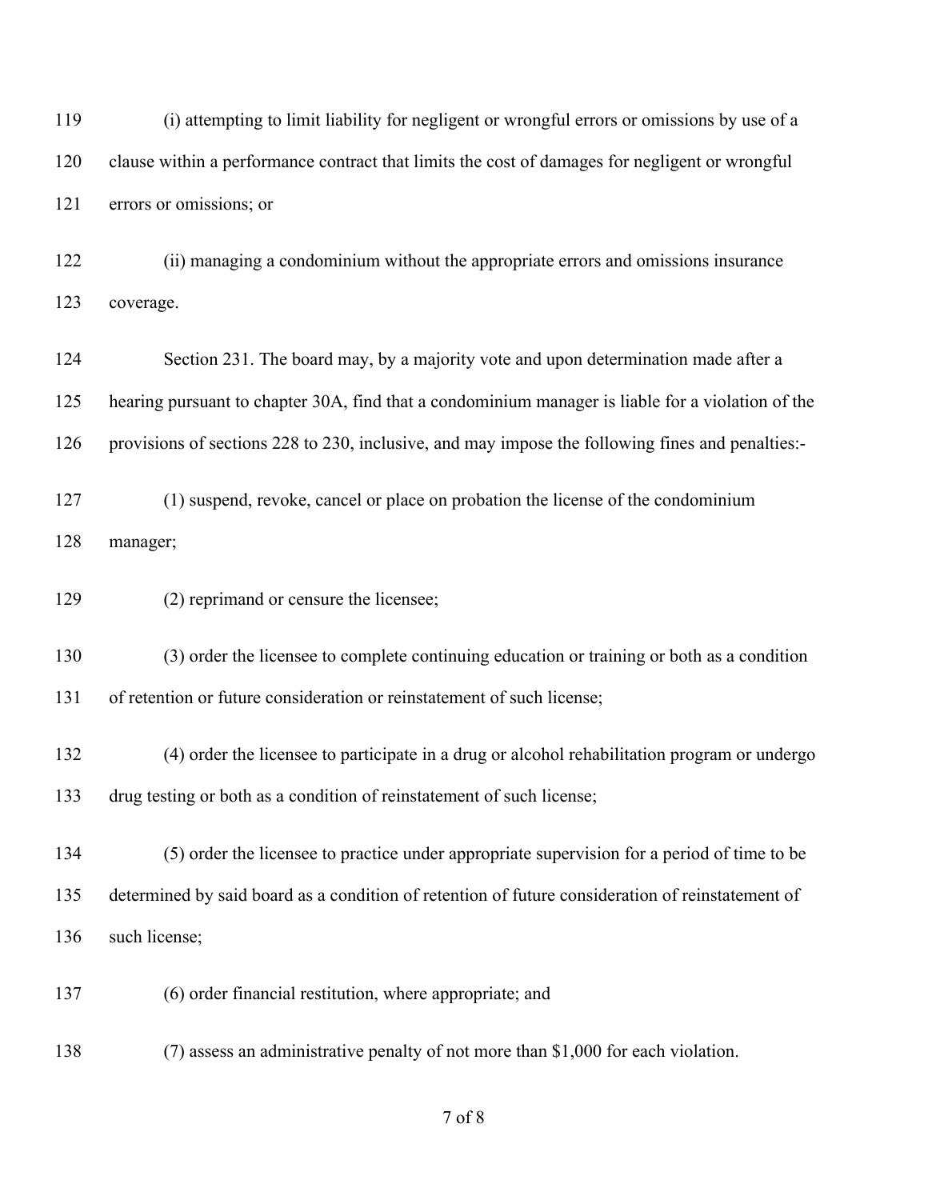(i) attempting to limit liability for negligent or wrongful errors or omissions by use of a clause within a performance contract that limits the cost of damages for negligent or wrongful errors or omissions; or

(ii) managing a condominium without the appropriate errors and omissions insurance coverage.

Section 231. The board may, by a majority vote and upon determination made after a hearing pursuant to chapter 30A, find that a condominium manager is liable for a violation of the provisions of sections 228 to 230, inclusive, and may impose the following fines and penalties:-

(1) suspend, revoke, cancel or place on probation the license of the condominium manager;

(2) reprimand or censure the licensee;

(3) order the licensee to complete continuing education or training or both as a condition of retention or future consideration or reinstatement of such license;

(4) order the licensee to participate in a drug or alcohol rehabilitation program or undergo drug testing or both as a condition of reinstatement of such license;

(5) order the licensee to practice under appropriate supervision for a period of time to be determined by said board as a condition of retention of future consideration of reinstatement of such license;

(6) order financial restitution, where appropriate; and

(7) assess an administrative penalty of not more than $1,000 for each violation.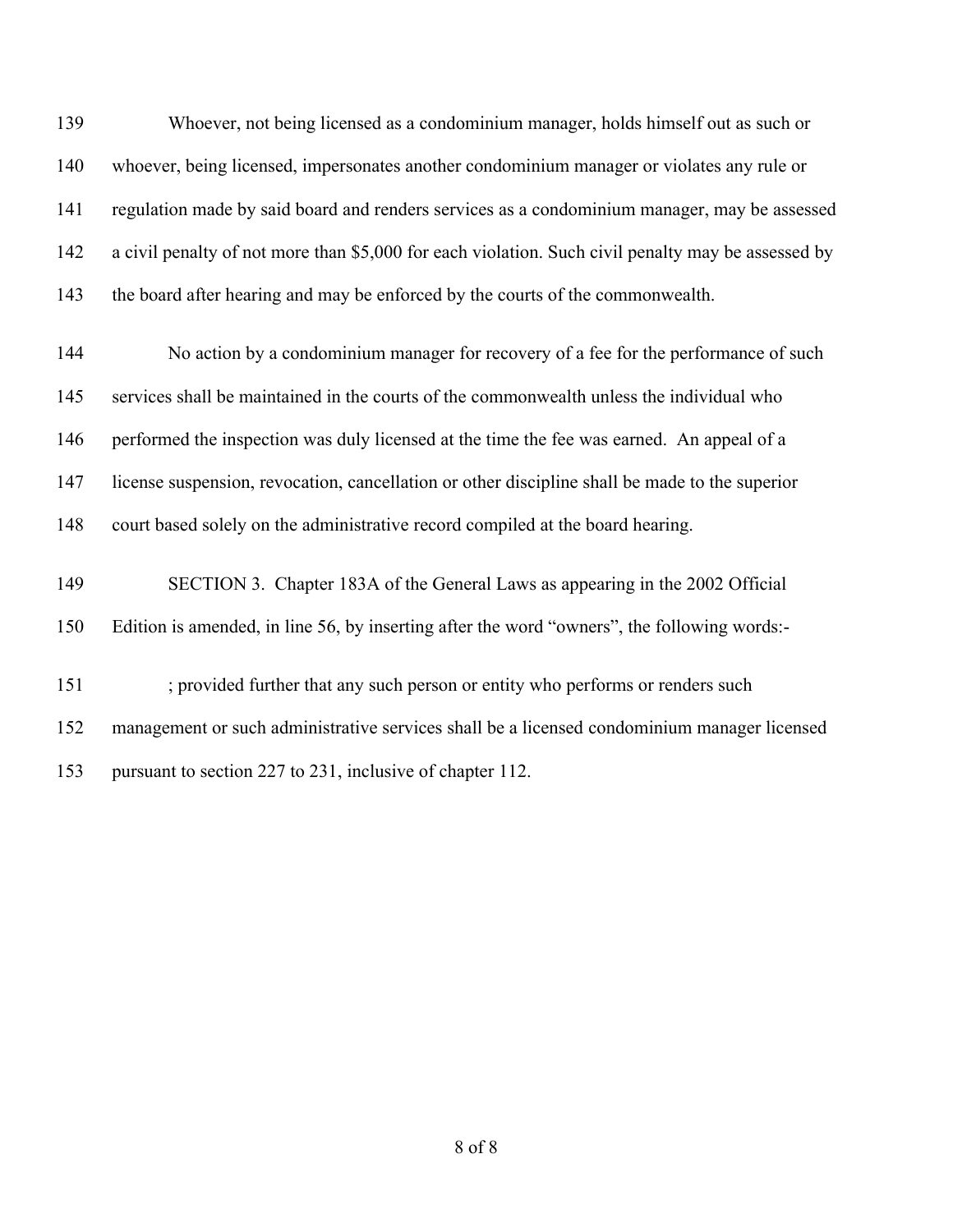Whoever, not being licensed as a condominium manager, holds himself out as such or whoever, being licensed, impersonates another condominium manager or violates any rule or regulation made by said board and renders services as a condominium manager, may be assessed a civil penalty of not more than $5,000 for each violation. Such civil penalty may be assessed by the board after hearing and may be enforced by the courts of the commonwealth.

No action by a condominium manager for recovery of a fee for the performance of such services shall be maintained in the courts of the commonwealth unless the individual who performed the inspection was duly licensed at the time the fee was earned. An appeal of a license suspension, revocation, cancellation or other discipline shall be made to the superior court based solely on the administrative record compiled at the board hearing.

SECTION 3. Chapter 183A of the General Laws as appearing in the 2002 Official Edition is amended, in line 56, by inserting after the word "owners", the following words:-

; provided further that any such person or entity who performs or renders such management or such administrative services shall be a licensed condominium manager licensed pursuant to section 227 to 231, inclusive of chapter 112.